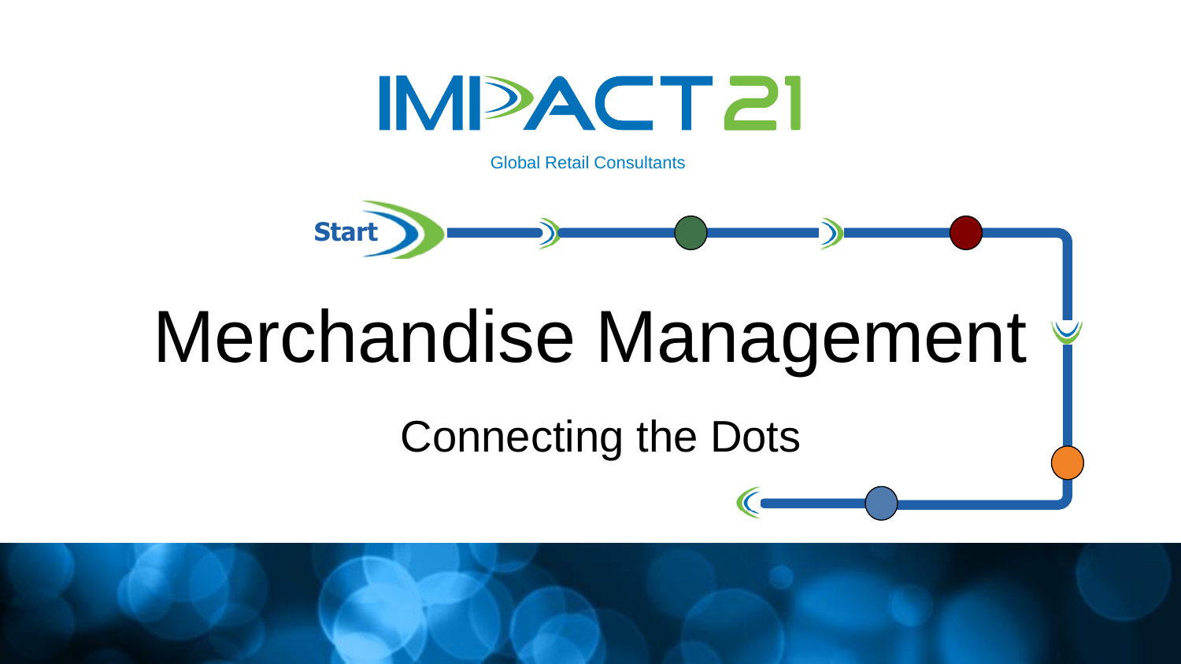IMPACT 21

Global Retail Consultants

Start

# Merchandise Management

## Connecting the Dots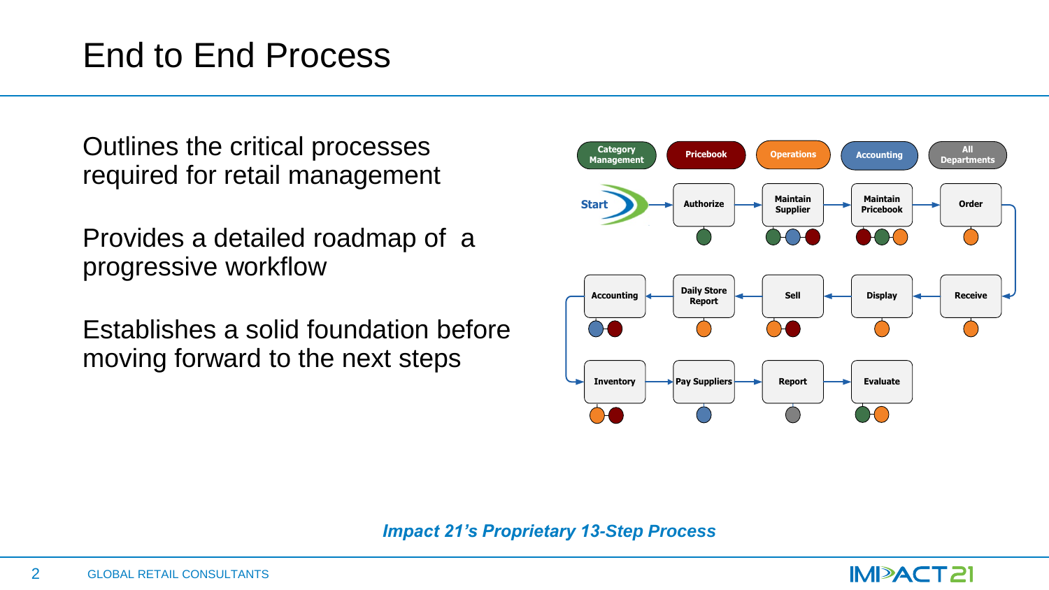# End to End Process

Outlines the critical processes required for retail management

Provides a detailed roadmap of a progressive workflow

Establishes a solid foundation before moving forward to the next steps

Category Management
Pricebook
Operations
Accounting
All Departments

Start
Authorize
Maintain Supplier
Maintain Pricebook
Order
Receive
Display
Sell
Daily Store Report
Accounting
Inventory
Pay Suppliers
Report
Evaluate

*Impact 21's Proprietary 13-Step Process*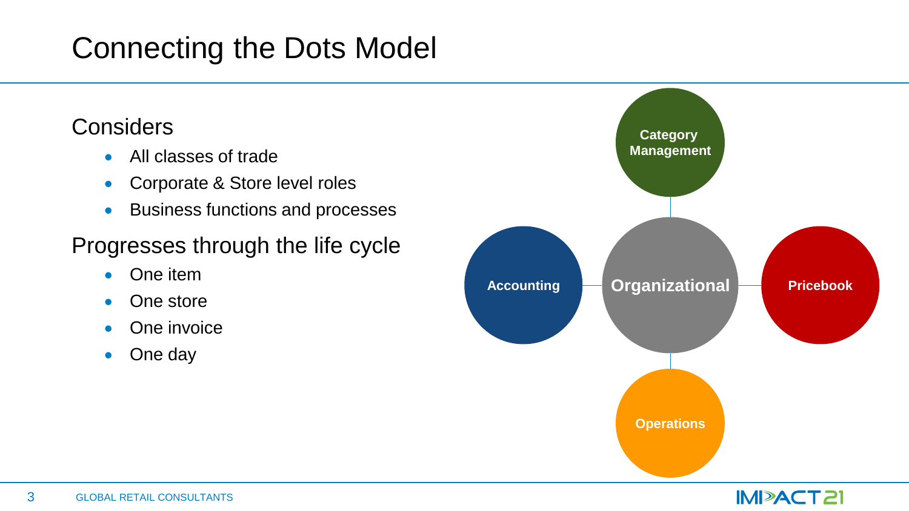# Connecting the Dots Model

## Considers

- All classes of trade
- Corporate & Store level roles
- Business functions and processes

## Progresses through the life cycle

- One item
- One store
- One invoice
- One day

Category Management

Accounting

Organizational

Pricebook

Operations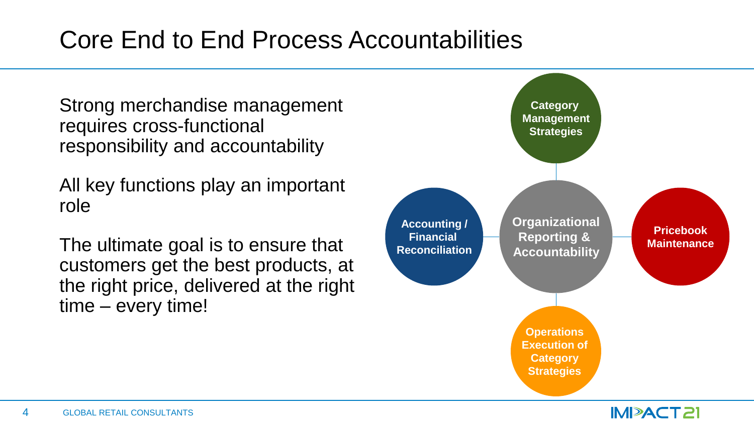# Core End to End Process Accountabilities

Strong merchandise management requires cross-functional responsibility and accountability

All key functions play an important role

The ultimate goal is to ensure that customers get the best products, at the right price, delivered at the right time – every time!

Category Management Strategies

Accounting / Financial Reconciliation

Organizational Reporting & Accountability

Pricebook Maintenance

Operations Execution of Category Strategies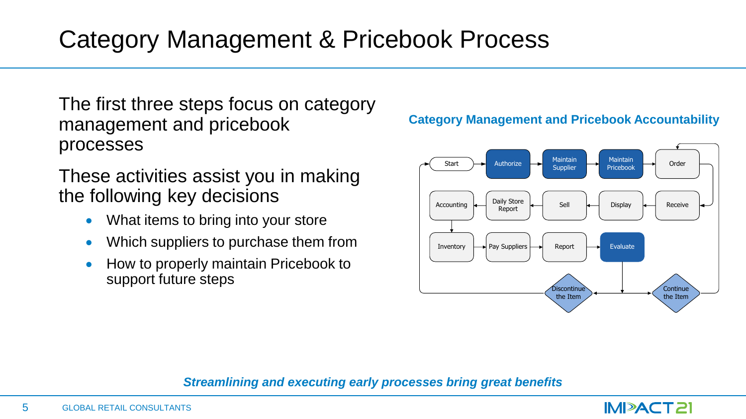# Category Management & Pricebook Process

The first three steps focus on category management and pricebook processes

These activities assist you in making the following key decisions

- What items to bring into your store
- Which suppliers to purchase them from
- How to properly maintain Pricebook to support future steps

**Category Management and Pricebook Accountability**

Start
Authorize
Maintain Supplier
Maintain Pricebook
Order
Accounting
Daily Store Report
Sell
Display
Receive
Inventory
Pay Suppliers
Report
Evaluate
Discontinue the Item
Continue the Item

***Streamlining and executing early processes bring great benefits***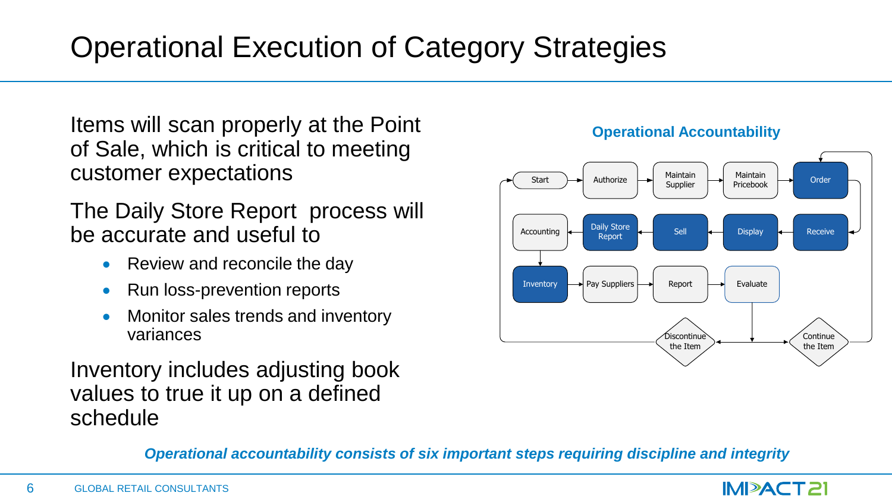# Operational Execution of Category Strategies

Items will scan properly at the Point of Sale, which is critical to meeting customer expectations

The Daily Store Report  process will be accurate and useful to

- Review and reconcile the day
- Run loss-prevention reports
- Monitor sales trends and inventory variances

Inventory includes adjusting book values to true it up on a defined schedule

**Operational Accountability**

Start
Authorize
Maintain Supplier
Maintain Pricebook
Order
Accounting
Daily Store Report
Sell
Display
Receive
Inventory
Pay Suppliers
Report
Evaluate
Discontinue the Item
Continue the Item

***Operational accountability consists of six important steps requiring discipline and integrity***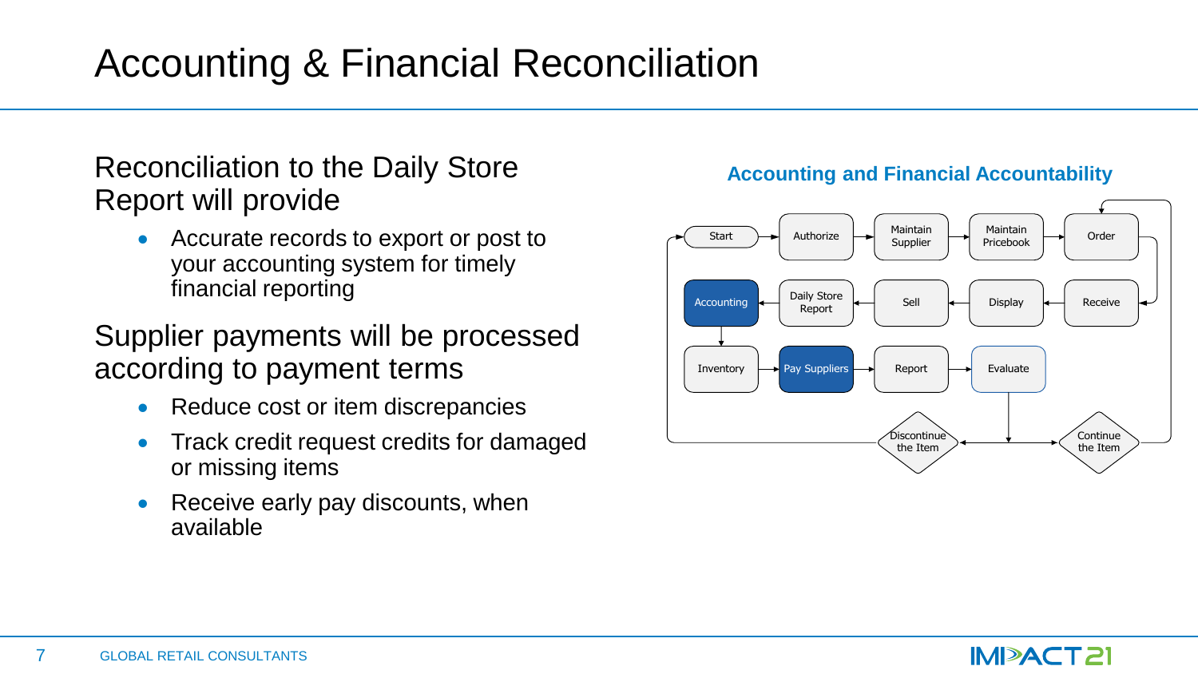# Accounting & Financial Reconciliation

## Reconciliation to the Daily Store Report will provide

- Accurate records to export or post to your accounting system for timely financial reporting

## Supplier payments will be processed according to payment terms

- Reduce cost or item discrepancies
- Track credit request credits for damaged or missing items
- Receive early pay discounts, when available

**Accounting and Financial Accountability**

Start
Authorize
Maintain Supplier
Maintain Pricebook
Order
Receive
Display
Sell
Daily Store Report
Accounting
Inventory
Pay Suppliers
Report
Evaluate
Discontinue the Item
Continue the Item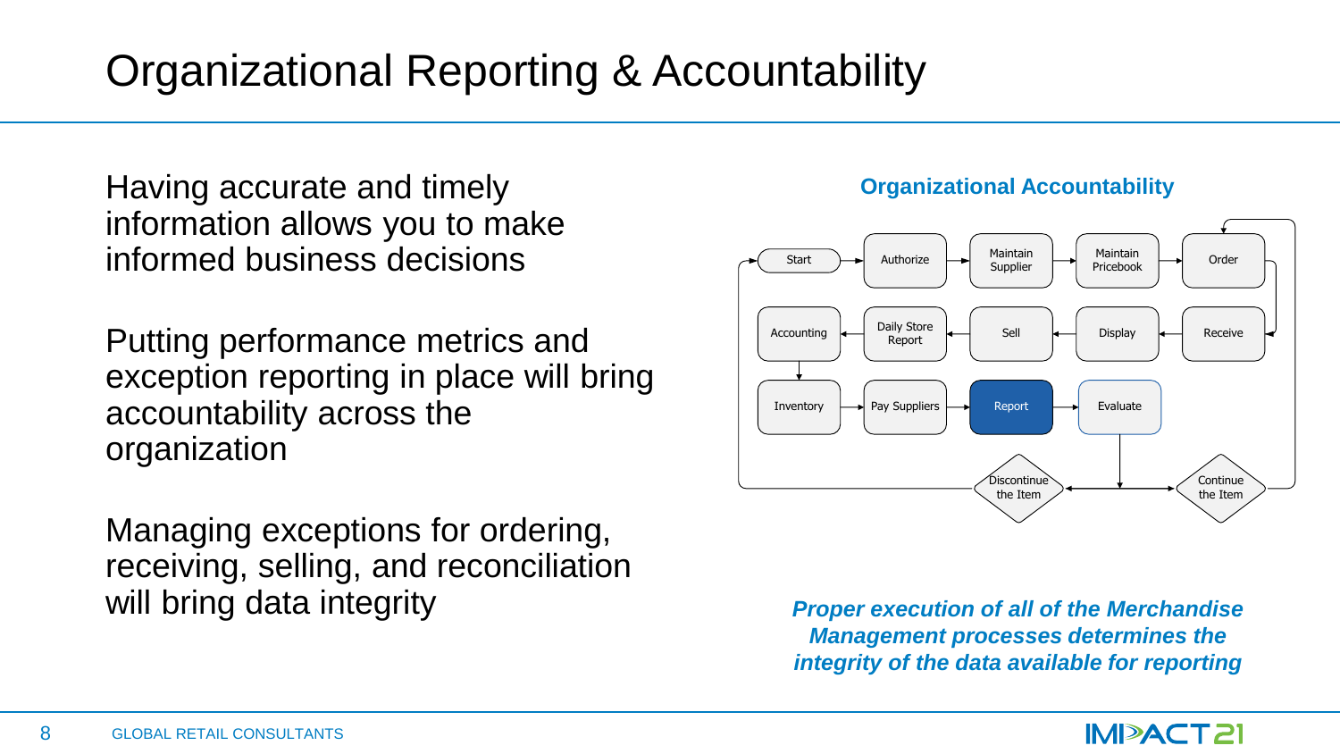# Organizational Reporting & Accountability

Having accurate and timely information allows you to make informed business decisions

Putting performance metrics and exception reporting in place will bring accountability across the organization

Managing exceptions for ordering, receiving, selling, and reconciliation will bring data integrity

**Organizational Accountability**

Start
Authorize
Maintain Supplier
Maintain Pricebook
Order
Receive
Display
Sell
Daily Store Report
Accounting
Inventory
Pay Suppliers
Report
Evaluate
Discontinue the Item
Continue the Item

***Proper execution of all of the Merchandise Management processes determines the integrity of the data available for reporting***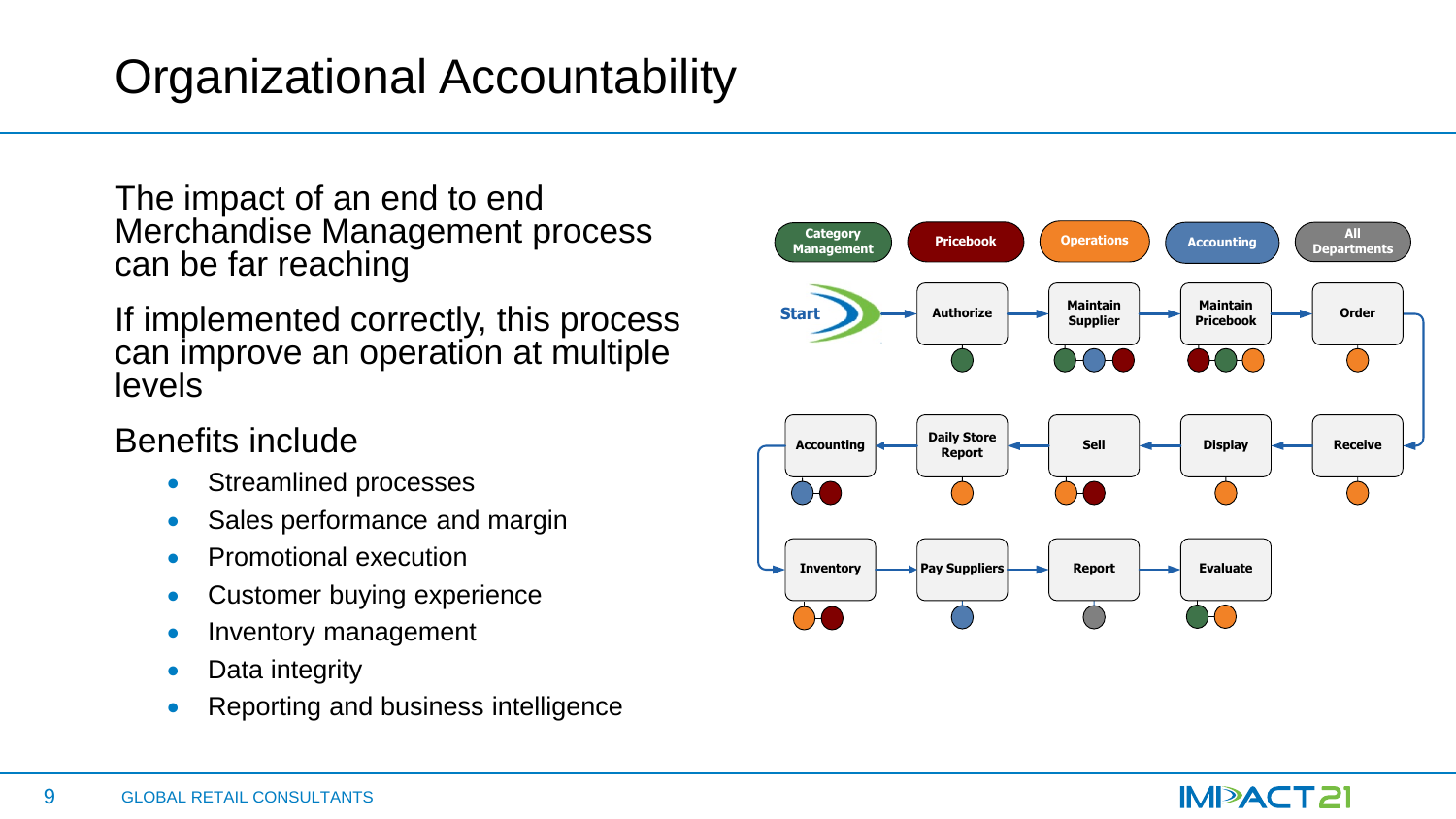# Organizational Accountability

The impact of an end to end Merchandise Management process can be far reaching

If implemented correctly, this process can improve an operation at multiple levels

Benefits include

- Streamlined processes
- Sales performance and margin
- Promotional execution
- Customer buying experience
- Inventory management
- Data integrity
- Reporting and business intelligence

Category Management
Pricebook
Operations
Accounting
All Departments

Start
Authorize
Maintain Supplier
Maintain Pricebook
Order
Receive
Display
Sell
Daily Store Report
Accounting
Inventory
Pay Suppliers
Report
Evaluate